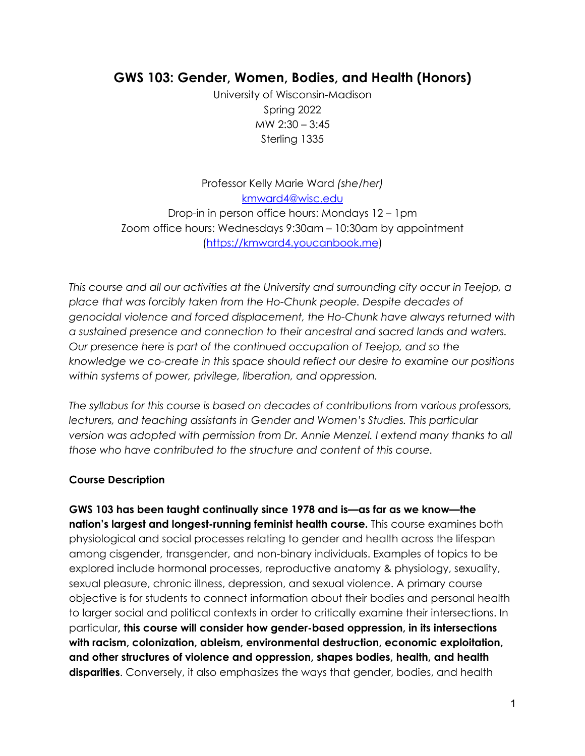# GWS 103: Gender, Women, Bodies, and Health (Honors)

University of Wisconsin-Madison
Spring 2022
MW 2:30 – 3:45
Sterling 1335

Professor Kelly Marie Ward *(she/her)*
[kmward4@wisc.edu](mailto:kmward4@wisc.edu)
Drop-in in person office hours: Mondays 12 – 1pm
Zoom office hours: Wednesdays 9:30am – 10:30am by appointment
([https://kmward4.youcanbook.me](https://kmward4.youcanbook.me))

*This course and all our activities at the University and surrounding city occur in Teejop, a place that was forcibly taken from the Ho-Chunk people. Despite decades of genocidal violence and forced displacement, the Ho-Chunk have always returned with a sustained presence and connection to their ancestral and sacred lands and waters. Our presence here is part of the continued occupation of Teejop, and so the knowledge we co-create in this space should reflect our desire to examine our positions within systems of power, privilege, liberation, and oppression.*

*The syllabus for this course is based on decades of contributions from various professors, lecturers, and teaching assistants in Gender and Women's Studies. This particular version was adopted with permission from Dr. Annie Menzel. I extend many thanks to all those who have contributed to the structure and content of this course.*

### Course Description

**GWS 103 has been taught continually since 1978 and is—as far as we know—the nation's largest and longest-running feminist health course.** This course examines both physiological and social processes relating to gender and health across the lifespan among cisgender, transgender, and non-binary individuals. Examples of topics to be explored include hormonal processes, reproductive anatomy & physiology, sexuality, sexual pleasure, chronic illness, depression, and sexual violence. A primary course objective is for students to connect information about their bodies and personal health to larger social and political contexts in order to critically examine their intersections. In particular**, this course will consider how gender-based oppression, in its intersections with racism, colonization, ableism, environmental destruction, economic exploitation, and other structures of violence and oppression, shapes bodies, health, and health disparities**. Conversely, it also emphasizes the ways that gender, bodies, and health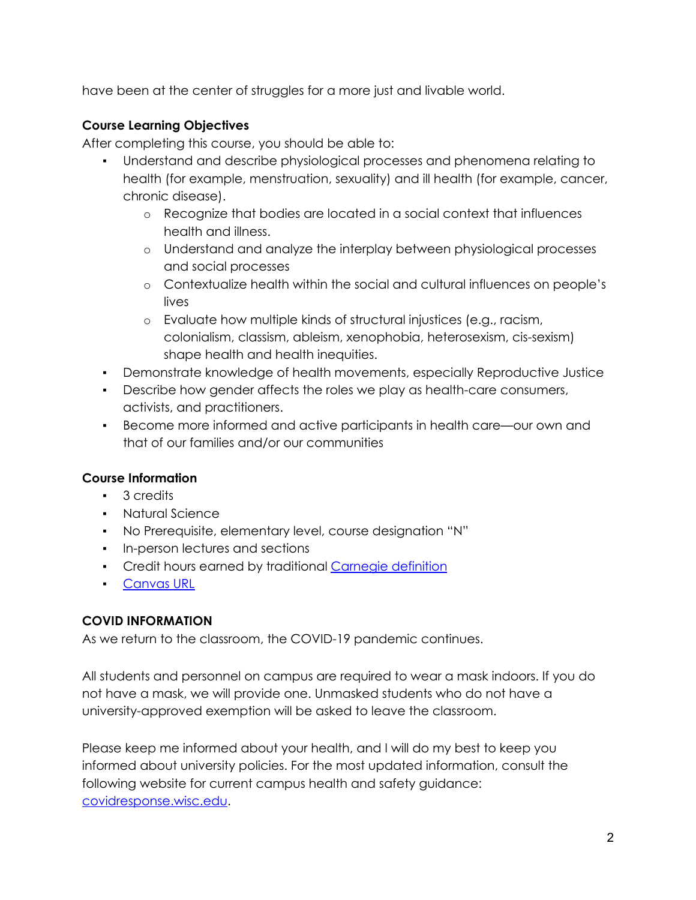have been at the center of struggles for a more just and livable world.

**Course Learning Objectives**

After completing this course, you should be able to:

- Understand and describe physiological processes and phenomena relating to health (for example, menstruation, sexuality) and ill health (for example, cancer, chronic disease).
    - Recognize that bodies are located in a social context that influences health and illness.
    - Understand and analyze the interplay between physiological processes and social processes
    - Contextualize health within the social and cultural influences on people's lives
    - Evaluate how multiple kinds of structural injustices (e.g., racism, colonialism, classism, ableism, xenophobia, heterosexism, cis-sexism) shape health and health inequities.
- Demonstrate knowledge of health movements, especially Reproductive Justice
- Describe how gender affects the roles we play as health-care consumers, activists, and practitioners.
- Become more informed and active participants in health care—our own and that of our families and/or our communities

**Course Information**

- 3 credits
- Natural Science
- No Prerequisite, elementary level, course designation "N"
- In-person lectures and sections
- Credit hours earned by traditional [Carnegie definition]()
- [Canvas URL]()

**COVID INFORMATION**

As we return to the classroom, the COVID-19 pandemic continues.

All students and personnel on campus are required to wear a mask indoors. If you do not have a mask, we will provide one. Unmasked students who do not have a university-approved exemption will be asked to leave the classroom.

Please keep me informed about your health, and I will do my best to keep you informed about university policies. For the most updated information, consult the following website for current campus health and safety guidance: [covidresponse.wisc.edu]().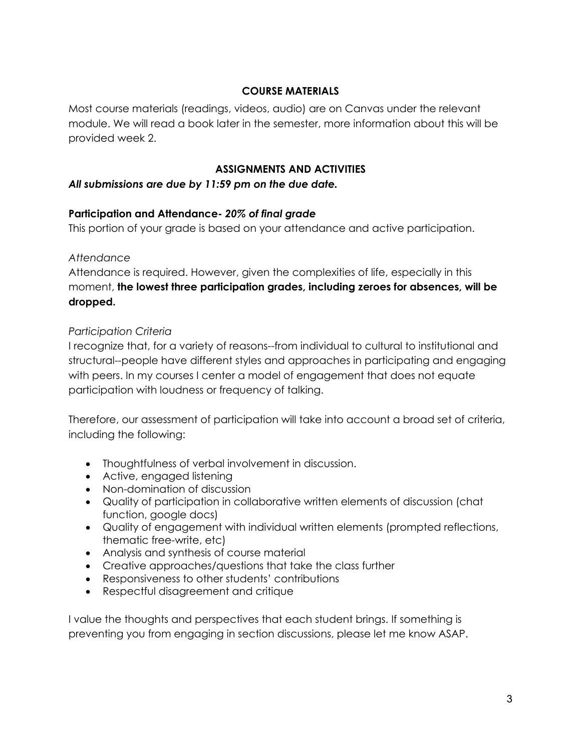## COURSE MATERIALS

Most course materials (readings, videos, audio) are on Canvas under the relevant module. We will read a book later in the semester, more information about this will be provided week 2.

## ASSIGNMENTS AND ACTIVITIES

***All submissions are due by 11:59 pm on the due date.***

### Participation and Attendance- *20% of final grade*

This portion of your grade is based on your attendance and active participation.

*Attendance*

Attendance is required. However, given the complexities of life, especially in this moment, **the lowest three participation grades, including zeroes for absences, will be dropped.**

*Participation Criteria*

I recognize that, for a variety of reasons--from individual to cultural to institutional and structural--people have different styles and approaches in participating and engaging with peers. In my courses I center a model of engagement that does not equate participation with loudness or frequency of talking.

Therefore, our assessment of participation will take into account a broad set of criteria, including the following:

- Thoughtfulness of verbal involvement in discussion.
- Active, engaged listening
- Non-domination of discussion
- Quality of participation in collaborative written elements of discussion (chat function, google docs)
- Quality of engagement with individual written elements (prompted reflections, thematic free-write, etc)
- Analysis and synthesis of course material
- Creative approaches/questions that take the class further
- Responsiveness to other students' contributions
- Respectful disagreement and critique

I value the thoughts and perspectives that each student brings. If something is preventing you from engaging in section discussions, please let me know ASAP.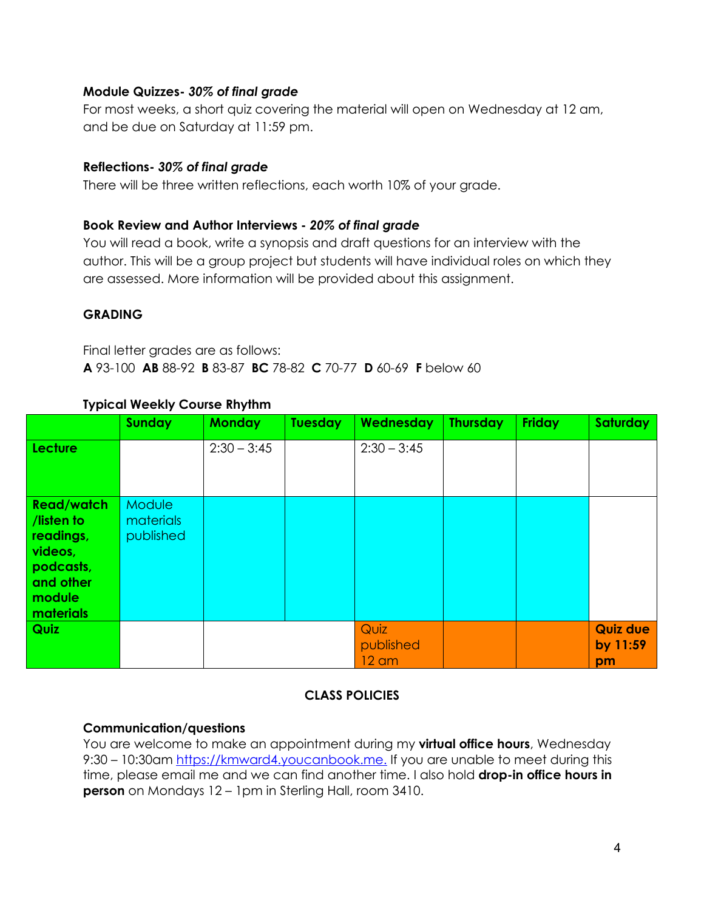**Module Quizzes-** ***30% of final grade***

For most weeks, a short quiz covering the material will open on Wednesday at 12 am, and be due on Saturday at 11:59 pm.

**Reflections-** ***30% of final grade***

There will be three written reflections, each worth 10% of your grade.

**Book Review and Author Interviews -** ***20% of final grade***

You will read a book, write a synopsis and draft questions for an interview with the author. This will be a group project but students will have individual roles on which they are assessed. More information will be provided about this assignment.

**GRADING**

Final letter grades are as follows:

**A** 93-100 **AB** 88-92 **B** 83-87 **BC** 78-82 **C** 70-77 **D** 60-69 **F** below 60

**Typical Weekly Course Rhythm**

| | Sunday | Monday | Tuesday | Wednesday | Thursday | Friday | Saturday |
|---|---|---|---|---|---|---|---|
| **Lecture** | | 2:30 – 3:45 | | 2:30 – 3:45 | | | |
| **Read/watch /listen to readings, videos, podcasts, and other module materials** | Module materials published | | | | | | |
| **Quiz** | | | | Quiz published 12 am | | | **Quiz due by 11:59 pm** |

**CLASS POLICIES**

**Communication/questions**

You are welcome to make an appointment during my **virtual office hours**, Wednesday 9:30 – 10:30am https://kmward4.youcanbook.me. If you are unable to meet during this time, please email me and we can find another time. I also hold **drop-in office hours in person** on Mondays 12 – 1pm in Sterling Hall, room 3410.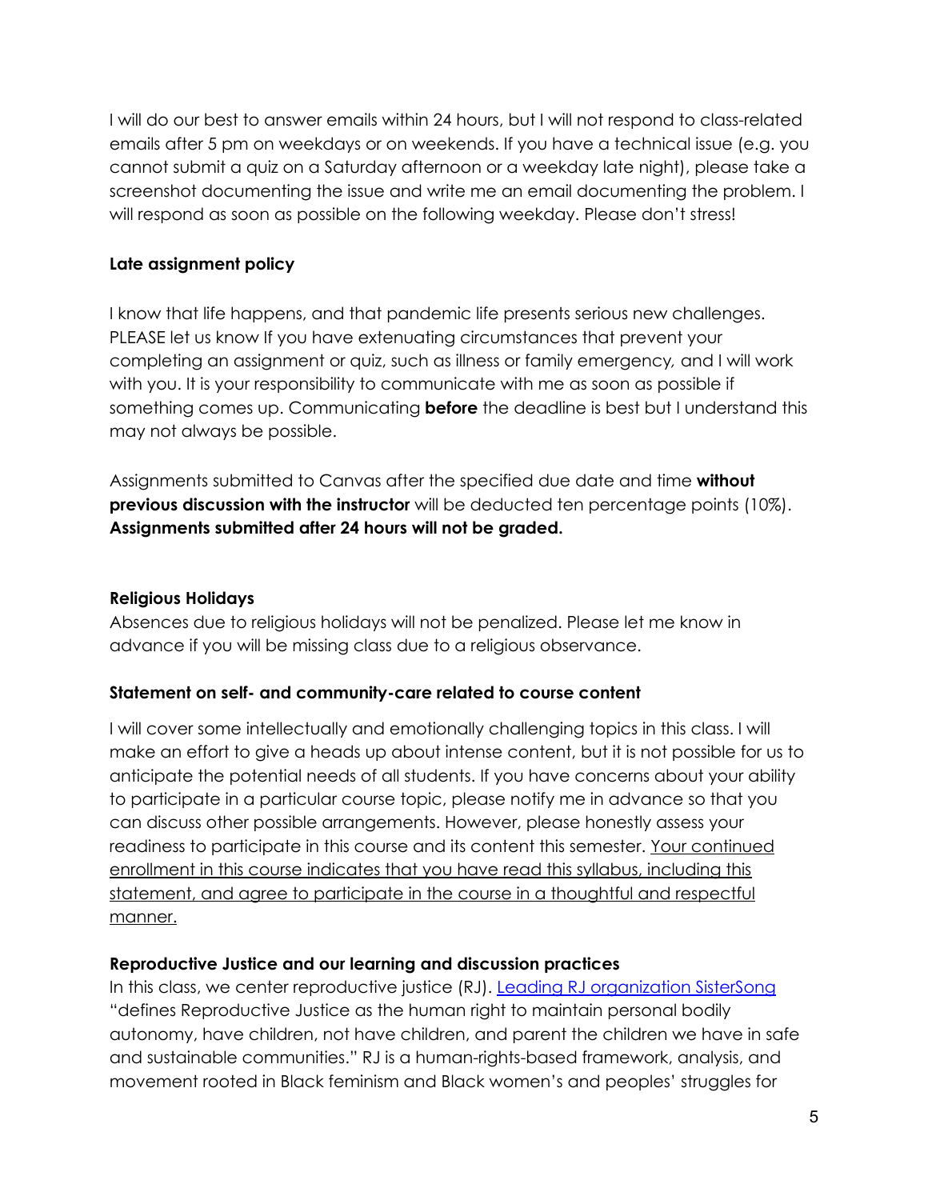I will do our best to answer emails within 24 hours, but I will not respond to class-related emails after 5 pm on weekdays or on weekends. If you have a technical issue (e.g. you cannot submit a quiz on a Saturday afternoon or a weekday late night), please take a screenshot documenting the issue and write me an email documenting the problem. I will respond as soon as possible on the following weekday. Please don't stress!

**Late assignment policy**

I know that life happens, and that pandemic life presents serious new challenges. PLEASE let us know If you have extenuating circumstances that prevent your completing an assignment or quiz, such as illness or family emergency, and I will work with you. It is your responsibility to communicate with me as soon as possible if something comes up. Communicating **before** the deadline is best but I understand this may not always be possible.

Assignments submitted to Canvas after the specified due date and time **without previous discussion with the instructor** will be deducted ten percentage points (10%). **Assignments submitted after 24 hours will not be graded.**

**Religious Holidays**

Absences due to religious holidays will not be penalized. Please let me know in advance if you will be missing class due to a religious observance.

**Statement on self- and community-care related to course content**

I will cover some intellectually and emotionally challenging topics in this class. I will make an effort to give a heads up about intense content, but it is not possible for us to anticipate the potential needs of all students. If you have concerns about your ability to participate in a particular course topic, please notify me in advance so that you can discuss other possible arrangements. However, please honestly assess your readiness to participate in this course and its content this semester. Your continued enrollment in this course indicates that you have read this syllabus, including this statement, and agree to participate in the course in a thoughtful and respectful manner.

**Reproductive Justice and our learning and discussion practices**

In this class, we center reproductive justice (RJ). [Leading RJ organization SisterSong] "defines Reproductive Justice as the human right to maintain personal bodily autonomy, have children, not have children, and parent the children we have in safe and sustainable communities." RJ is a human-rights-based framework, analysis, and movement rooted in Black feminism and Black women's and peoples' struggles for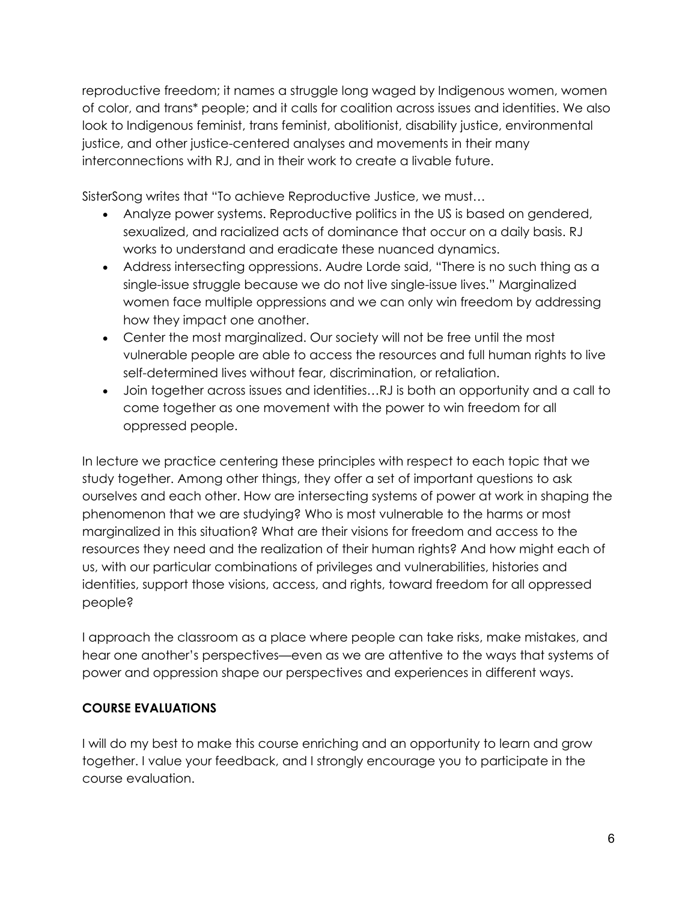reproductive freedom; it names a struggle long waged by Indigenous women, women of color, and trans* people; and it calls for coalition across issues and identities. We also look to Indigenous feminist, trans feminist, abolitionist, disability justice, environmental justice, and other justice-centered analyses and movements in their many interconnections with RJ, and in their work to create a livable future.

SisterSong writes that "To achieve Reproductive Justice, we must…

- Analyze power systems. Reproductive politics in the US is based on gendered, sexualized, and racialized acts of dominance that occur on a daily basis. RJ works to understand and eradicate these nuanced dynamics.
- Address intersecting oppressions. Audre Lorde said, "There is no such thing as a single-issue struggle because we do not live single-issue lives." Marginalized women face multiple oppressions and we can only win freedom by addressing how they impact one another.
- Center the most marginalized. Our society will not be free until the most vulnerable people are able to access the resources and full human rights to live self-determined lives without fear, discrimination, or retaliation.
- Join together across issues and identities…RJ is both an opportunity and a call to come together as one movement with the power to win freedom for all oppressed people.

In lecture we practice centering these principles with respect to each topic that we study together. Among other things, they offer a set of important questions to ask ourselves and each other. How are intersecting systems of power at work in shaping the phenomenon that we are studying? Who is most vulnerable to the harms or most marginalized in this situation? What are their visions for freedom and access to the resources they need and the realization of their human rights? And how might each of us, with our particular combinations of privileges and vulnerabilities, histories and identities, support those visions, access, and rights, toward freedom for all oppressed people?

I approach the classroom as a place where people can take risks, make mistakes, and hear one another's perspectives—even as we are attentive to the ways that systems of power and oppression shape our perspectives and experiences in different ways.

**COURSE EVALUATIONS**

I will do my best to make this course enriching and an opportunity to learn and grow together. I value your feedback, and I strongly encourage you to participate in the course evaluation.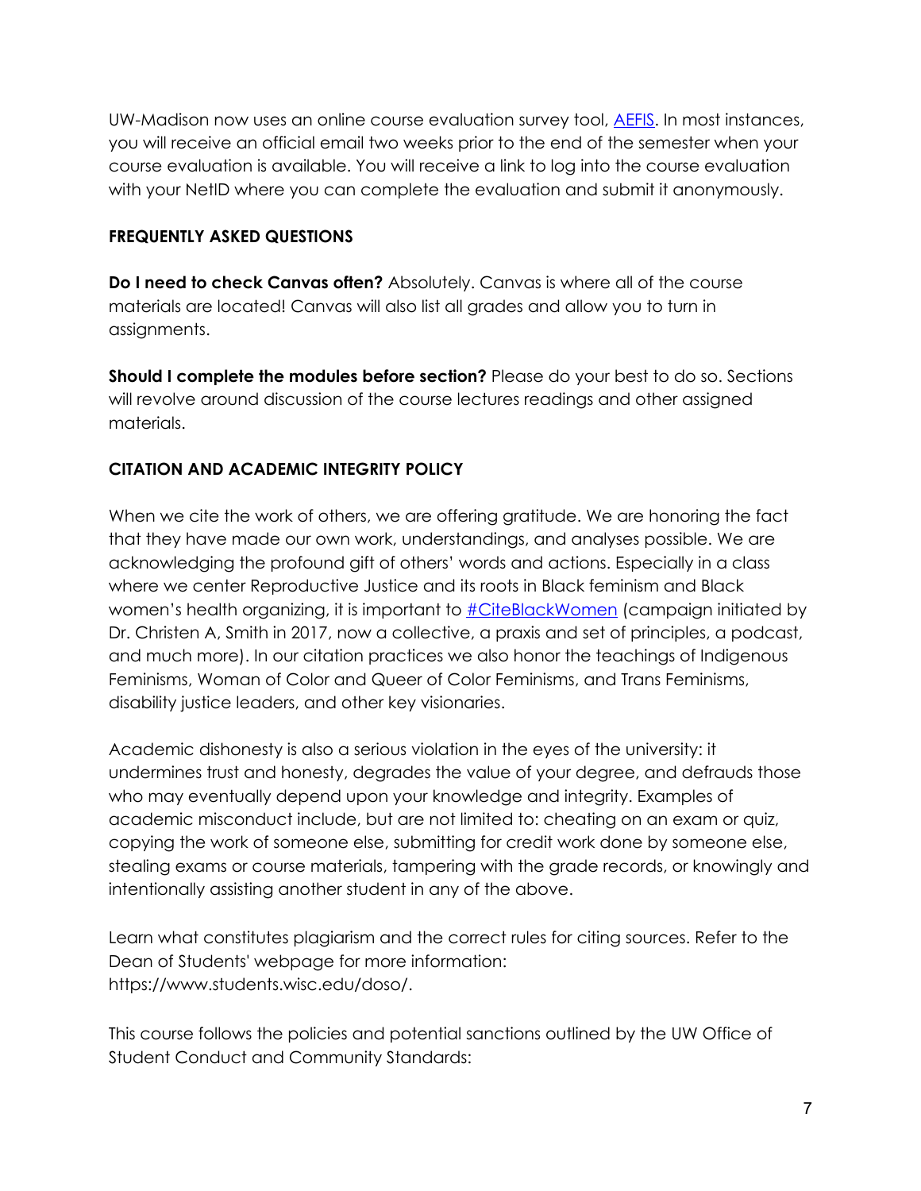UW-Madison now uses an online course evaluation survey tool, [AEFIS](). In most instances, you will receive an official email two weeks prior to the end of the semester when your course evaluation is available. You will receive a link to log into the course evaluation with your NetID where you can complete the evaluation and submit it anonymously.

## FREQUENTLY ASKED QUESTIONS

**Do I need to check Canvas often?** Absolutely. Canvas is where all of the course materials are located! Canvas will also list all grades and allow you to turn in assignments.

**Should I complete the modules before section?** Please do your best to do so. Sections will revolve around discussion of the course lectures readings and other assigned materials.

## CITATION AND ACADEMIC INTEGRITY POLICY

When we cite the work of others, we are offering gratitude. We are honoring the fact that they have made our own work, understandings, and analyses possible. We are acknowledging the profound gift of others' words and actions. Especially in a class where we center Reproductive Justice and its roots in Black feminism and Black women's health organizing, it is important to #CiteBlackWomen (campaign initiated by Dr. Christen A, Smith in 2017, now a collective, a praxis and set of principles, a podcast, and much more). In our citation practices we also honor the teachings of Indigenous Feminisms, Woman of Color and Queer of Color Feminisms, and Trans Feminisms, disability justice leaders, and other key visionaries.

Academic dishonesty is also a serious violation in the eyes of the university: it undermines trust and honesty, degrades the value of your degree, and defrauds those who may eventually depend upon your knowledge and integrity. Examples of academic misconduct include, but are not limited to: cheating on an exam or quiz, copying the work of someone else, submitting for credit work done by someone else, stealing exams or course materials, tampering with the grade records, or knowingly and intentionally assisting another student in any of the above.

Learn what constitutes plagiarism and the correct rules for citing sources. Refer to the Dean of Students' webpage for more information: https://www.students.wisc.edu/doso/.

This course follows the policies and potential sanctions outlined by the UW Office of Student Conduct and Community Standards: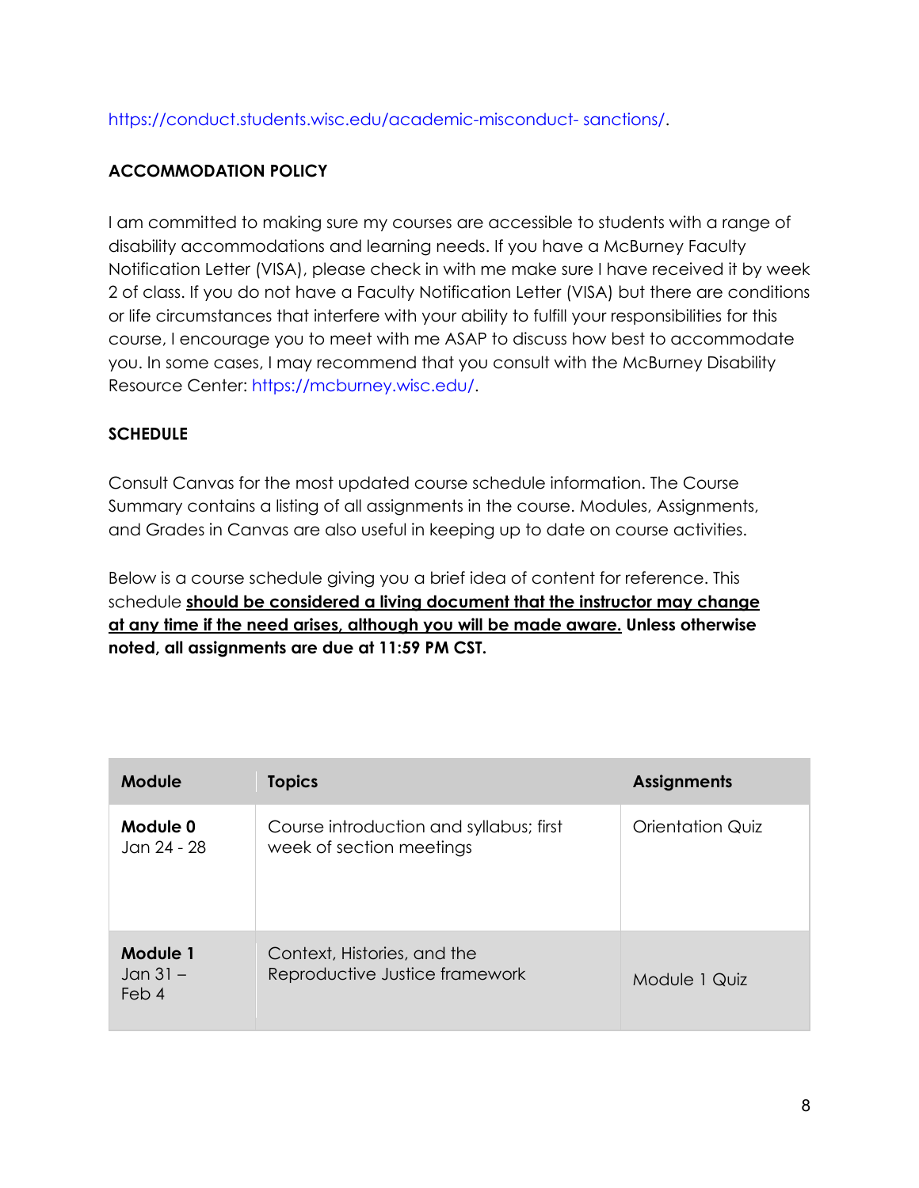https://conduct.students.wisc.edu/academic-misconduct- sanctions/.

## ACCOMMODATION POLICY

I am committed to making sure my courses are accessible to students with a range of disability accommodations and learning needs. If you have a McBurney Faculty Notification Letter (VISA), please check in with me make sure I have received it by week 2 of class. If you do not have a Faculty Notification Letter (VISA) but there are conditions or life circumstances that interfere with your ability to fulfill your responsibilities for this course, I encourage you to meet with me ASAP to discuss how best to accommodate you. In some cases, I may recommend that you consult with the McBurney Disability Resource Center: https://mcburney.wisc.edu/.

## SCHEDULE

Consult Canvas for the most updated course schedule information. The Course Summary contains a listing of all assignments in the course. Modules, Assignments, and Grades in Canvas are also useful in keeping up to date on course activities.

Below is a course schedule giving you a brief idea of content for reference. This schedule **should be considered a living document that the instructor may change at any time if the need arises, although you will be made aware.** **Unless otherwise noted, all assignments are due at 11:59 PM CST.**

| Module | Topics | Assignments |
| --- | --- | --- |
| **Module 0** Jan 24 - 28 | Course introduction and syllabus; first week of section meetings | Orientation Quiz |
| **Module 1** Jan 31 – Feb 4 | Context, Histories, and the Reproductive Justice framework | Module 1 Quiz |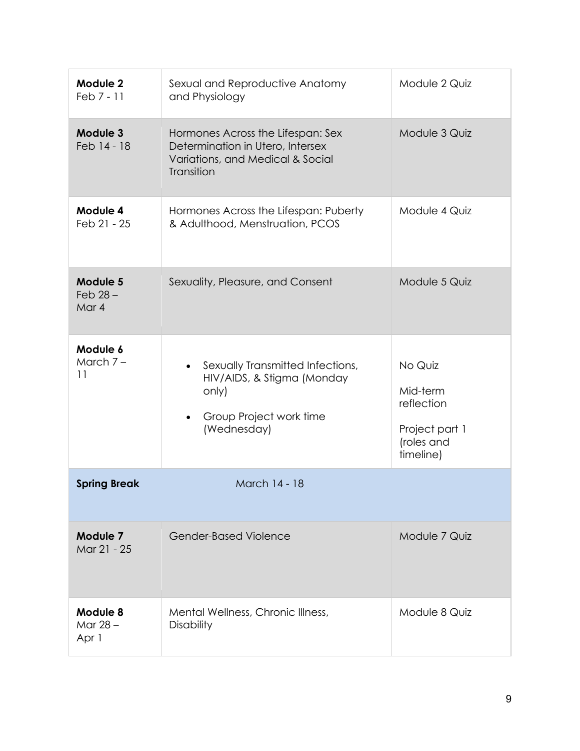| **Module 2** Feb 7 - 11 | Sexual and Reproductive Anatomy and Physiology | Module 2 Quiz |
|---|---|---|
| **Module 3** Feb 14 - 18 | Hormones Across the Lifespan: Sex Determination in Utero, Intersex Variations, and Medical & Social Transition | Module 3 Quiz |
| **Module 4** Feb 21 - 25 | Hormones Across the Lifespan: Puberty & Adulthood, Menstruation, PCOS | Module 4 Quiz |
| **Module 5** Feb 28 – Mar 4 | Sexuality, Pleasure, and Consent | Module 5 Quiz |
| **Module 6** March 7 – 11 | • Sexually Transmitted Infections, HIV/AIDS, & Stigma (Monday only)<br>• Group Project work time (Wednesday) | No Quiz<br><br>Mid-term reflection<br><br>Project part 1 (roles and timeline) |
| **Spring Break** | March 14 - 18 | |
| **Module 7** Mar 21 - 25 | Gender-Based Violence | Module 7 Quiz |
| **Module 8** Mar 28 – Apr 1 | Mental Wellness, Chronic Illness, Disability | Module 8 Quiz |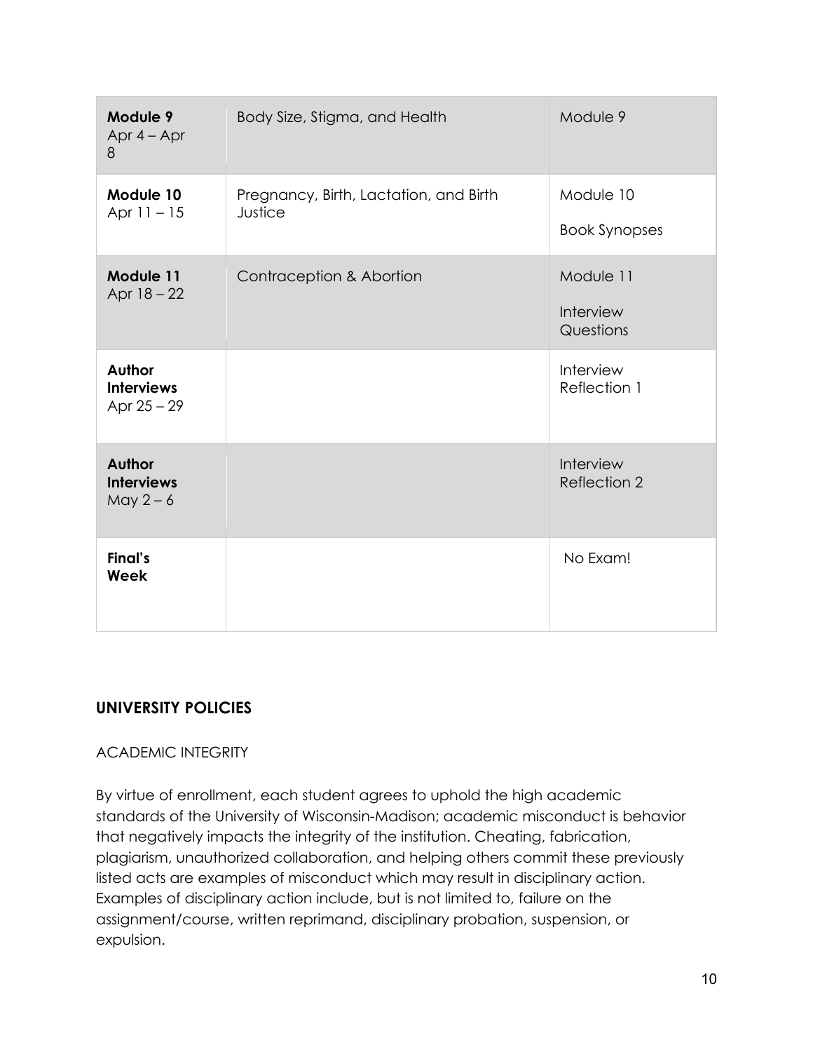| **Module 9** Apr 4 – Apr 8 | Body Size, Stigma, and Health | Module 9 |
|---|---|---|
| **Module 10** Apr 11 – 15 | Pregnancy, Birth, Lactation, and Birth Justice | Module 10<br><br>Book Synopses |
| **Module 11** Apr 18 – 22 | Contraception & Abortion | Module 11<br><br>Interview Questions |
| **Author Interviews** Apr 25 – 29 | | Interview Reflection 1 |
| **Author Interviews** May 2 – 6 | | Interview Reflection 2 |
| **Final's Week** | | No Exam! |

## UNIVERSITY POLICIES

### ACADEMIC INTEGRITY

By virtue of enrollment, each student agrees to uphold the high academic standards of the University of Wisconsin-Madison; academic misconduct is behavior that negatively impacts the integrity of the institution. Cheating, fabrication, plagiarism, unauthorized collaboration, and helping others commit these previously listed acts are examples of misconduct which may result in disciplinary action. Examples of disciplinary action include, but is not limited to, failure on the assignment/course, written reprimand, disciplinary probation, suspension, or expulsion.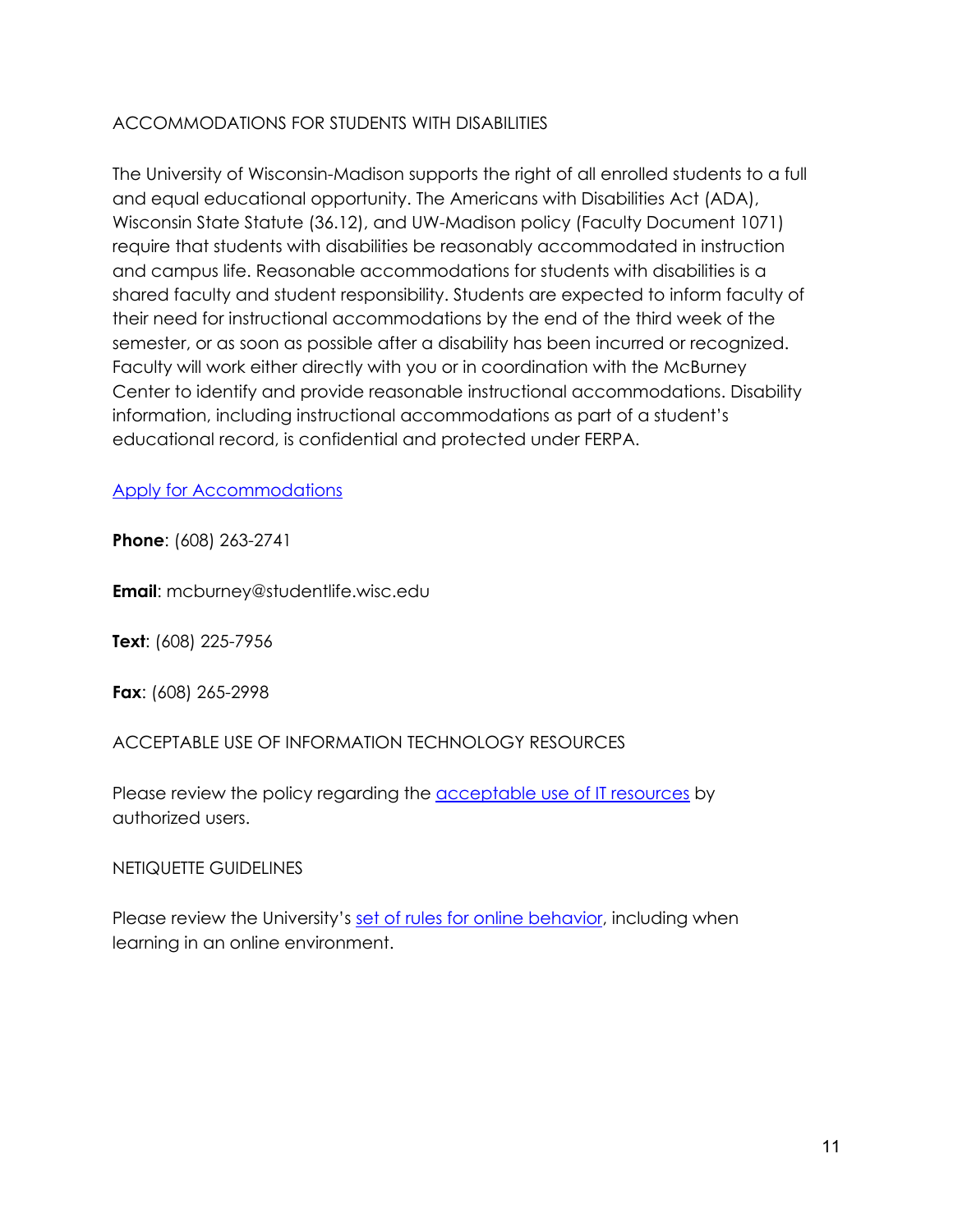## ACCOMMODATIONS FOR STUDENTS WITH DISABILITIES

The University of Wisconsin-Madison supports the right of all enrolled students to a full and equal educational opportunity. The Americans with Disabilities Act (ADA), Wisconsin State Statute (36.12), and UW-Madison policy (Faculty Document 1071) require that students with disabilities be reasonably accommodated in instruction and campus life. Reasonable accommodations for students with disabilities is a shared faculty and student responsibility. Students are expected to inform faculty of their need for instructional accommodations by the end of the third week of the semester, or as soon as possible after a disability has been incurred or recognized. Faculty will work either directly with you or in coordination with the McBurney Center to identify and provide reasonable instructional accommodations. Disability information, including instructional accommodations as part of a student's educational record, is confidential and protected under FERPA.

Apply for Accommodations

**Phone**: (608) 263-2741

**Email**: mcburney@studentlife.wisc.edu

**Text**: (608) 225-7956

**Fax**: (608) 265-2998

## ACCEPTABLE USE OF INFORMATION TECHNOLOGY RESOURCES

Please review the policy regarding the acceptable use of IT resources by authorized users.

## NETIQUETTE GUIDELINES

Please review the University's set of rules for online behavior, including when learning in an online environment.